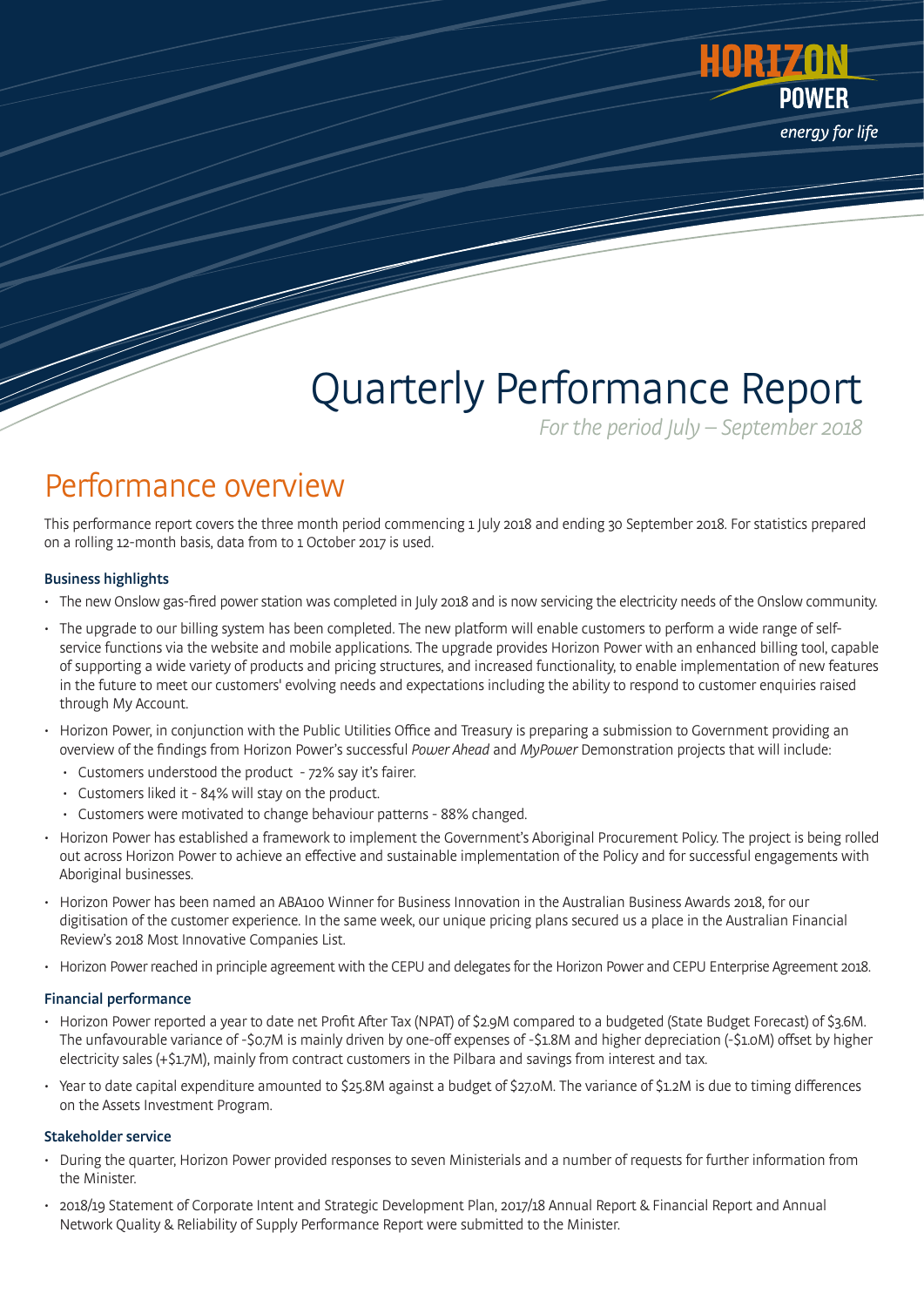# Quarterly Performance Report

*For the period July – September 2018*

## Performance overview

This performance report covers the three month period commencing 1 July 2018 and ending 30 September 2018. For statistics prepared on a rolling 12-month basis, data from to 1 October 2017 is used.

### Business highlights

- The new Onslow gas-fired power station was completed in July 2018 and is now servicing the electricity needs of the Onslow community.
- The upgrade to our billing system has been completed. The new platform will enable customers to perform a wide range of self-service functions via the website and mobile applications. The upgrade provides Horizon Power with an enhanced billing tool, capable of supporting a wide variety of products and pricing structures, and increased functionality, to enable implementation of new features in the future to meet our customers' evolving needs and expectations including the ability to respond to customer enquiries raised through My Account.
- Horizon Power, in conjunction with the Public Utilities Office and Treasury is preparing a submission to Government providing an overview of the findings from Horizon Power's successful *Power Ahead* and *MyPower* Demonstration projects that will include:
  - Customers understood the product - 72% say it's fairer.
  - Customers liked it - 84% will stay on the product.
  - Customers were motivated to change behaviour patterns - 88% changed.
- Horizon Power has established a framework to implement the Government's Aboriginal Procurement Policy. The project is being rolled out across Horizon Power to achieve an effective and sustainable implementation of the Policy and for successful engagements with Aboriginal businesses.
- Horizon Power has been named an ABA100 Winner for Business Innovation in the Australian Business Awards 2018, for our digitisation of the customer experience. In the same week, our unique pricing plans secured us a place in the Australian Financial Review's 2018 Most Innovative Companies List.
- Horizon Power reached in principle agreement with the CEPU and delegates for the Horizon Power and CEPU Enterprise Agreement 2018.

### Financial performance

- Horizon Power reported a year to date net Profit After Tax (NPAT) of $2.9M compared to a budgeted (State Budget Forecast) of $3.6M. The unfavourable variance of -$0.7M is mainly driven by one-off expenses of -$1.8M and higher depreciation (-$1.0M) offset by higher electricity sales (+$1.7M), mainly from contract customers in the Pilbara and savings from interest and tax.
- Year to date capital expenditure amounted to $25.8M against a budget of $27.0M. The variance of $1.2M is due to timing differences on the Assets Investment Program.

### Stakeholder service

- During the quarter, Horizon Power provided responses to seven Ministerials and a number of requests for further information from the Minister.
- 2018/19 Statement of Corporate Intent and Strategic Development Plan, 2017/18 Annual Report & Financial Report and Annual Network Quality & Reliability of Supply Performance Report were submitted to the Minister.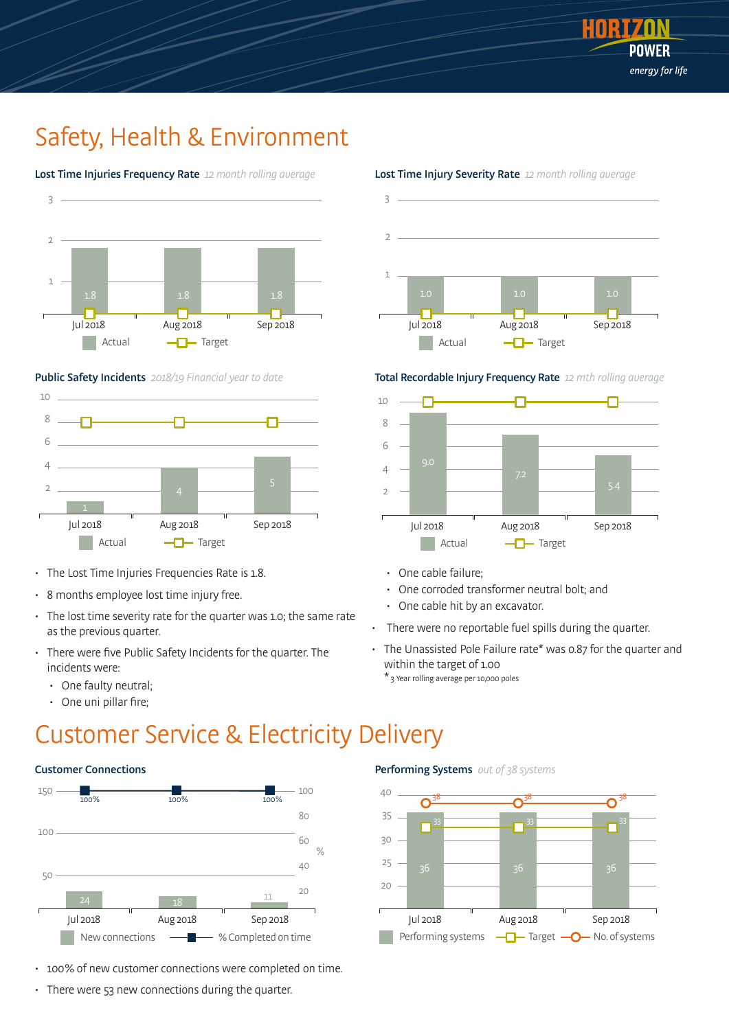# Safety, Health & Environment

**Lost Time Injuries Frequency Rate** *12 month rolling average*

| | Jul 2018 | Aug 2018 | Sep 2018 |
|---|---|---|---|
| Actual | 1.8 | 1.8 | 1.8 |

**Lost Time Injury Severity Rate** *12 month rolling average*

| | Jul 2018 | Aug 2018 | Sep 2018 |
|---|---|---|---|
| Actual | 1.0 | 1.0 | 1.0 |

**Public Safety Incidents** *2018/19 Financial year to date*

| | Jul 2018 | Aug 2018 | Sep 2018 |
|---|---|---|---|
| Actual | 1 | 4 | 5 |

**Total Recordable Injury Frequency Rate** *12 mth rolling average*

| | Jul 2018 | Aug 2018 | Sep 2018 |
|---|---|---|---|
| Actual | 9.0 | 7.2 | 5.4 |

- The Lost Time Injuries Frequencies Rate is 1.8.
- 8 months employee lost time injury free.
- The lost time severity rate for the quarter was 1.0; the same rate as the previous quarter.
- There were five Public Safety Incidents for the quarter. The incidents were:
  - One faulty neutral;
  - One uni pillar fire;
  - One cable failure;
  - One corroded transformer neutral bolt; and
  - One cable hit by an excavator.
- There were no reportable fuel spills during the quarter.
- The Unassisted Pole Failure rate* was 0.87 for the quarter and within the target of 1.00

\* 3 Year rolling average per 10,000 poles

# Customer Service & Electricity Delivery

**Customer Connections**

| | Jul 2018 | Aug 2018 | Sep 2018 |
|---|---|---|---|
| New connections | 24 | 18 | 11 |
| % Completed on time | 100% | 100% | 100% |

**Performing Systems** *out of 38 systems*

| | Jul 2018 | Aug 2018 | Sep 2018 |
|---|---|---|---|
| Performing systems | 36 | 36 | 36 |
| Target | 33 | 33 | 33 |
| No. of systems | 38 | 38 | 38 |

- 100% of new customer connections were completed on time.
- There were 53 new connections during the quarter.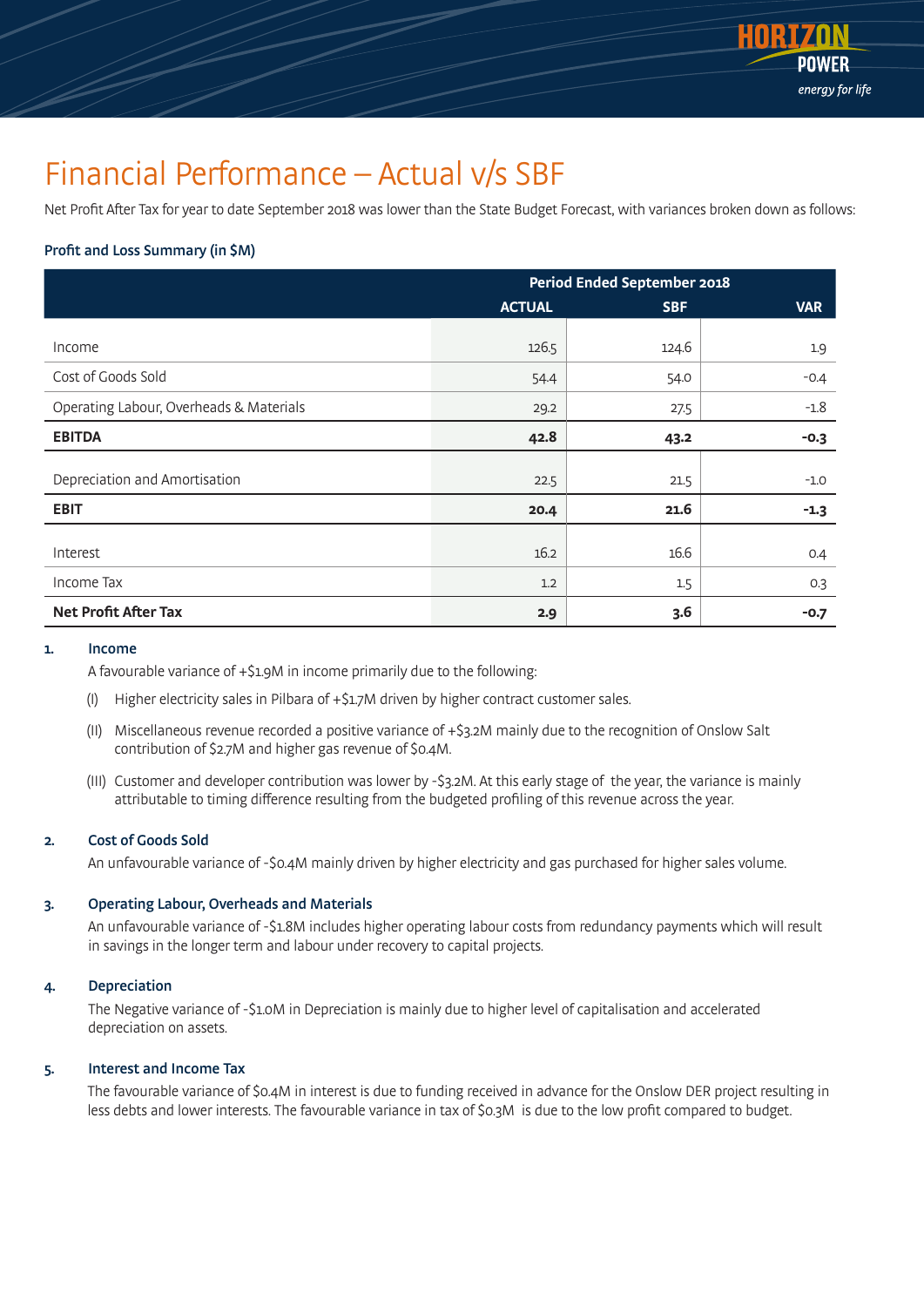# Financial Performance – Actual v/s SBF

Net Profit After Tax for year to date September 2018 was lower than the State Budget Forecast, with variances broken down as follows:

### Profit and Loss Summary (in $M)

| | Period Ended September 2018 | | |
|---|---|---|---|
| | ACTUAL | SBF | VAR |
| Income | 126.5 | 124.6 | 1.9 |
| Cost of Goods Sold | 54.4 | 54.0 | -0.4 |
| Operating Labour, Overheads & Materials | 29.2 | 27.5 | -1.8 |
| **EBITDA** | **42.8** | **43.2** | **-0.3** |
| Depreciation and Amortisation | 22.5 | 21.5 | -1.0 |
| **EBIT** | **20.4** | **21.6** | **-1.3** |
| Interest | 16.2 | 16.6 | 0.4 |
| Income Tax | 1.2 | 1.5 | 0.3 |
| **Net Profit After Tax** | **2.9** | **3.6** | **-0.7** |

1. **Income**

   A favourable variance of +$1.9M in income primarily due to the following:

   (I) Higher electricity sales in Pilbara of +$1.7M driven by higher contract customer sales.

   (II) Miscellaneous revenue recorded a positive variance of +$3.2M mainly due to the recognition of Onslow Salt contribution of $2.7M and higher gas revenue of $0.4M.

   (III) Customer and developer contribution was lower by -$3.2M. At this early stage of the year, the variance is mainly attributable to timing difference resulting from the budgeted profiling of this revenue across the year.

2. **Cost of Goods Sold**

   An unfavourable variance of -$0.4M mainly driven by higher electricity and gas purchased for higher sales volume.

3. **Operating Labour, Overheads and Materials**

   An unfavourable variance of -$1.8M includes higher operating labour costs from redundancy payments which will result in savings in the longer term and labour under recovery to capital projects.

4. **Depreciation**

   The Negative variance of -$1.0M in Depreciation is mainly due to higher level of capitalisation and accelerated depreciation on assets.

5. **Interest and Income Tax**

   The favourable variance of $0.4M in interest is due to funding received in advance for the Onslow DER project resulting in less debts and lower interests. The favourable variance in tax of $0.3M is due to the low profit compared to budget.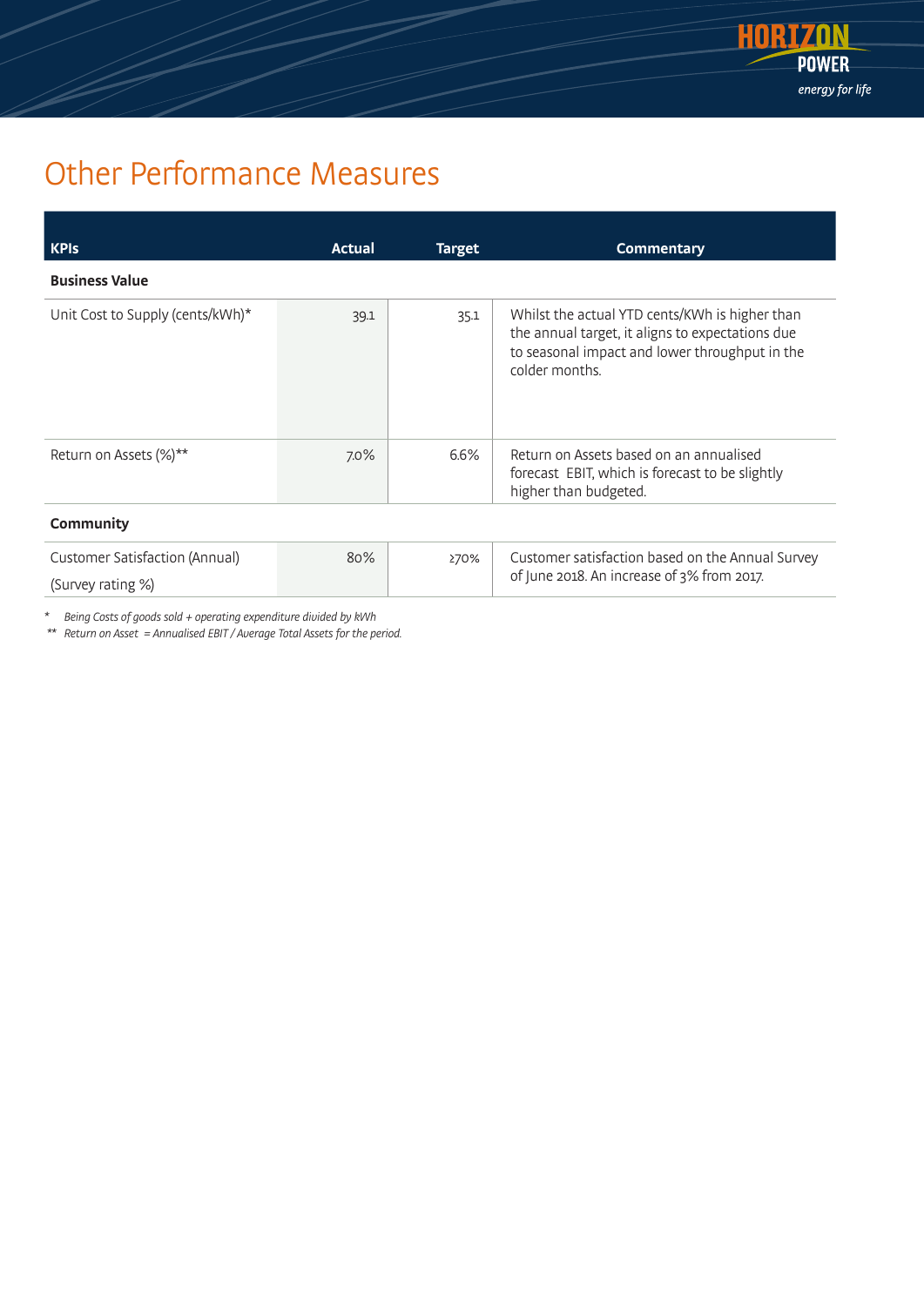# Other Performance Measures

| KPIs | Actual | Target | Commentary |
|---|---|---|---|
| **Business Value** | | | |
| Unit Cost to Supply (cents/kWh)* | 39.1 | 35.1 | Whilst the actual YTD cents/KWh is higher than the annual target, it aligns to expectations due to seasonal impact and lower throughput in the colder months. |
| Return on Assets (%)** | 7.0% | 6.6% | Return on Assets based on an annualised forecast EBIT, which is forecast to be slightly higher than budgeted. |
| **Community** | | | |
| Customer Satisfaction (Annual) (Survey rating %) | 80% | ≥70% | Customer satisfaction based on the Annual Survey of June 2018. An increase of 3% from 2017. |

\* *Being Costs of goods sold + operating expenditure divided by kWh*

\** *Return on Asset = Annualised EBIT / Average Total Assets for the period.*